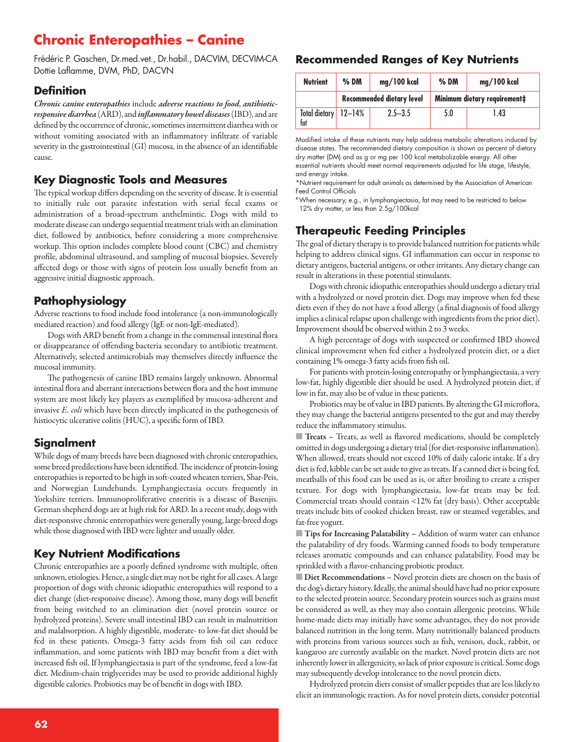# Chronic Enteropathies – Canine

Frédéric P. Gaschen, Dr.med.vet., Dr.habil., DACVIM, DECVIM-CA
Dottie Laflamme, DVM, PhD, DACVN

## Definition

***Chronic canine enteropathies*** include ***adverse reactions to food***, ***antibiotic-responsive diarrhea*** (ARD), and ***inflammatory bowel diseases*** (IBD), and are defined by the occurrence of chronic, sometimes intermittent diarrhea with or without vomiting associated with an inflammatory infiltrate of variable severity in the gastrointestinal (GI) mucosa, in the absence of an identifiable cause.

## Key Diagnostic Tools and Measures

The typical workup differs depending on the severity of disease. It is essential to initially rule out parasite infestation with serial fecal exams or administration of a broad-spectrum anthelmintic. Dogs with mild to moderate disease can undergo sequential treatment trials with an elimination diet, followed by antibiotics, before considering a more comprehensive workup. This option includes complete blood count (CBC) and chemistry profile, abdominal ultrasound, and sampling of mucosal biopsies. Severely affected dogs or those with signs of protein loss usually benefit from an aggressive initial diagnostic approach.

## Pathophysiology

Adverse reactions to food include food intolerance (a non-immunologically mediated reaction) and food allergy (IgE or non-IgE-mediated).

Dogs with ARD benefit from a change in the commensal intestinal flora or disappearance of offending bacteria secondary to antibiotic treatment. Alternatively, selected antimicrobials may themselves directly influence the mucosal immunity.

The pathogenesis of canine IBD remains largely unknown. Abnormal intestinal flora and aberrant interactions between flora and the host immune system are most likely key players as exemplified by mucosa-adherent and invasive *E. coli* which have been directly implicated in the pathogenesis of histiocytic ulcerative colitis (HUC), a specific form of IBD.

## Signalment

While dogs of many breeds have been diagnosed with chronic enteropathies, some breed predilections have been identified. The incidence of protein-losing enteropathies is reported to be high in soft-coated wheaten terriers, Shar-Peis, and Norwegian Lundehunds. Lymphangiectasia occurs frequently in Yorkshire terriers. Immunoproliferative enteritis is a disease of Basenjis. German shepherd dogs are at high risk for ARD. In a recent study, dogs with diet-responsive chronic enteropathies were generally young, large-breed dogs while those diagnosed with IBD were lighter and usually older.

## Key Nutrient Modifications

Chronic enteropathies are a poorly defined syndrome with multiple, often unknown, etiologies. Hence, a single diet may not be right for all cases. A large proportion of dogs with chronic idiopathic enteropathies will respond to a diet change (diet-responsive disease). Among those, many dogs will benefit from being switched to an elimination diet (novel protein source or hydrolyzed proteins). Severe small intestinal IBD can result in malnutrition and malabsorption. A highly digestible, moderate- to low-fat diet should be fed in these patients. Omega-3 fatty acids from fish oil can reduce inflammation, and some patients with IBD may benefit from a diet with increased fish oil. If lymphangiectasia is part of the syndrome, feed a low-fat diet. Medium-chain triglycerides may be used to provide additional highly digestible calories. Probiotics may be of benefit in dogs with IBD.

## Recommended Ranges of Key Nutrients

| Nutrient | % DM | mg/100 kcal | % DM | mg/100 kcal |
|---|---|---|---|---|
| | Recommended dietary level | | Minimum dietary requirement‡ | |
| Total dietary fat | 12–14% | 2.5–3.5 | 5.0 | 1.43 |

Modified intake of these nutrients may help address metabolic alterations induced by disease states. The recommended dietary composition is shown as percent of dietary dry matter (DM) and as g or mg per 100 kcal metabolizable energy. All other essential nutrients should meet normal requirements adjusted for life stage, lifestyle, and energy intake.

*Nutrient requirement for adult animals as determined by the Association of American Feed Control Officials

#When necessary, e.g., in lymphangiectasia, fat may need to be restricted to below 12% dry matter, or less than 2.5g/100kcal

## Therapeutic Feeding Principles

The goal of dietary therapy is to provide balanced nutrition for patients while helping to address clinical signs. GI inflammation can occur in response to dietary antigens, bacterial antigens, or other irritants. Any dietary change can result in alterations in these potential stimulants.

Dogs with chronic idiopathic enteropathies should undergo a dietary trial with a hydrolyzed or novel protein diet. Dogs may improve when fed these diets even if they do not have a food allergy (a final diagnosis of food allergy implies a clinical relapse upon challenge with ingredients from the prior diet). Improvement should be observed within 2 to 3 weeks.

A high percentage of dogs with suspected or confirmed IBD showed clinical improvement when fed either a hydrolyzed protein diet, or a diet containing 1% omega-3 fatty acids from fish oil.

For patients with protein-losing enteropathy or lymphangiectasia, a very low-fat, highly digestible diet should be used. A hydrolyzed protein diet, if low in fat, may also be of value in these patients.

Probiotics may be of value in IBD patients. By altering the GI microflora, they may change the bacterial antigens presented to the gut and may thereby reduce the inflammatory stimulus.

■ **Treats** – Treats, as well as flavored medications, should be completely omitted in dogs undergoing a dietary trial (for diet-responsive inflammation). When allowed, treats should not exceed 10% of daily calorie intake. If a dry diet is fed, kibble can be set aside to give as treats. If a canned diet is being fed, meatballs of this food can be used as is, or after broiling to create a crisper texture. For dogs with lymphangiectasia, low-fat treats may be fed. Commercial treats should contain <12% fat (dry basis). Other acceptable treats include bits of cooked chicken breast, raw or steamed vegetables, and fat-free yogurt.

■ **Tips for Increasing Palatability** – Addition of warm water can enhance the palatability of dry foods. Warming canned foods to body temperature releases aromatic compounds and can enhance palatability. Food may be sprinkled with a flavor-enhancing probiotic product.

■ **Diet Recommendations** – Novel protein diets are chosen on the basis of the dog's dietary history. Ideally, the animal should have had no prior exposure to the selected protein source. Secondary protein sources such as grains must be considered as well, as they may also contain allergenic proteins. While home-made diets may initially have some advantages, they do not provide balanced nutrition in the long term. Many nutritionally balanced products with proteins from various sources such as fish, venison, duck, rabbit, or kangaroo are currently available on the market. Novel protein diets are not inherently lower in allergenicity, so lack of prior exposure is critical. Some dogs may subsequently develop intolerance to the novel protein diets.

Hydrolyzed protein diets consist of smaller peptides that are less likely to elicit an immunologic reaction. As for novel protein diets, consider potential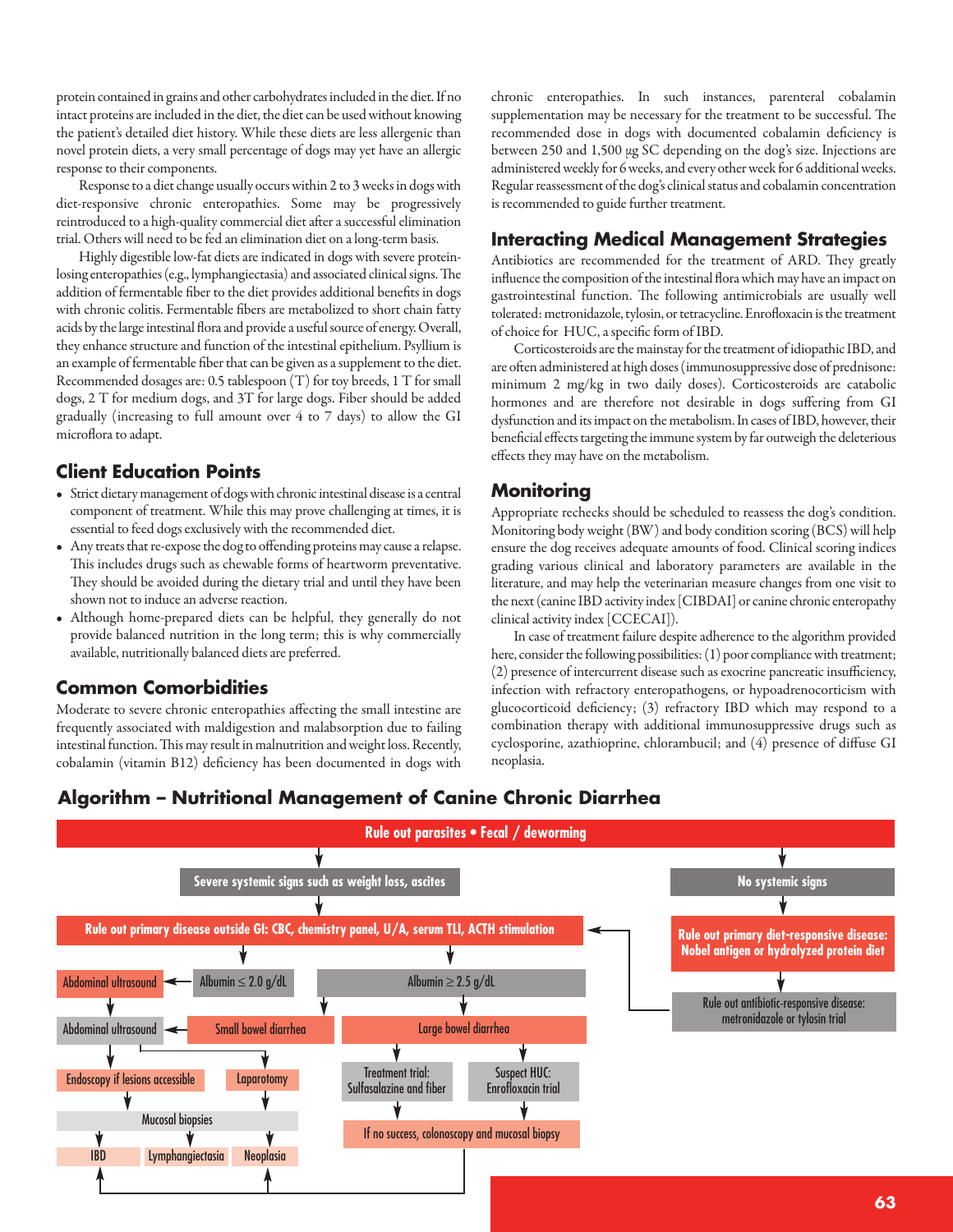protein contained in grains and other carbohydrates included in the diet. If no intact proteins are included in the diet, the diet can be used without knowing the patient's detailed diet history. While these diets are less allergenic than novel protein diets, a very small percentage of dogs may yet have an allergic response to their components.

Response to a diet change usually occurs within 2 to 3 weeks in dogs with diet-responsive chronic enteropathies. Some may be progressively reintroduced to a high-quality commercial diet after a successful elimination trial. Others will need to be fed an elimination diet on a long-term basis.

Highly digestible low-fat diets are indicated in dogs with severe protein-losing enteropathies (e.g., lymphangiectasia) and associated clinical signs. The addition of fermentable fiber to the diet provides additional benefits in dogs with chronic colitis. Fermentable fibers are metabolized to short chain fatty acids by the large intestinal flora and provide a useful source of energy. Overall, they enhance structure and function of the intestinal epithelium. Psyllium is an example of fermentable fiber that can be given as a supplement to the diet. Recommended dosages are: 0.5 tablespoon (T) for toy breeds, 1 T for small dogs, 2 T for medium dogs, and 3T for large dogs. Fiber should be added gradually (increasing to full amount over 4 to 7 days) to allow the GI microflora to adapt.

## Client Education Points

- Strict dietary management of dogs with chronic intestinal disease is a central component of treatment. While this may prove challenging at times, it is essential to feed dogs exclusively with the recommended diet.
- Any treats that re-expose the dog to offending proteins may cause a relapse. This includes drugs such as chewable forms of heartworm preventative. They should be avoided during the dietary trial and until they have been shown not to induce an adverse reaction.
- Although home-prepared diets can be helpful, they generally do not provide balanced nutrition in the long term; this is why commercially available, nutritionally balanced diets are preferred.

## Common Comorbidities

Moderate to severe chronic enteropathies affecting the small intestine are frequently associated with maldigestion and malabsorption due to failing intestinal function. This may result in malnutrition and weight loss. Recently, cobalamin (vitamin B12) deficiency has been documented in dogs with chronic enteropathies. In such instances, parenteral cobalamin supplementation may be necessary for the treatment to be successful. The recommended dose in dogs with documented cobalamin deficiency is between 250 and 1,500 µg SC depending on the dog's size. Injections are administered weekly for 6 weeks, and every other week for 6 additional weeks. Regular reassessment of the dog's clinical status and cobalamin concentration is recommended to guide further treatment.

## Interacting Medical Management Strategies

Antibiotics are recommended for the treatment of ARD. They greatly influence the composition of the intestinal flora which may have an impact on gastrointestinal function. The following antimicrobials are usually well tolerated: metronidazole, tylosin, or tetracycline. Enrofloxacin is the treatment of choice for HUC, a specific form of IBD.

Corticosteroids are the mainstay for the treatment of idiopathic IBD, and are often administered at high doses (immunosuppressive dose of prednisone: minimum 2 mg/kg in two daily doses). Corticosteroids are catabolic hormones and are therefore not desirable in dogs suffering from GI dysfunction and its impact on the metabolism. In cases of IBD, however, their beneficial effects targeting the immune system by far outweigh the deleterious effects they may have on the metabolism.

## Monitoring

Appropriate rechecks should be scheduled to reassess the dog's condition. Monitoring body weight (BW) and body condition scoring (BCS) will help ensure the dog receives adequate amounts of food. Clinical scoring indices grading various clinical and laboratory parameters are available in the literature, and may help the veterinarian measure changes from one visit to the next (canine IBD activity index [CIBDAI] or canine chronic enteropathy clinical activity index [CCECAI]).

In case of treatment failure despite adherence to the algorithm provided here, consider the following possibilities: (1) poor compliance with treatment; (2) presence of intercurrent disease such as exocrine pancreatic insufficiency, infection with refractory enteropathogens, or hypoadrenocorticism with glucocorticoid deficiency; (3) refractory IBD which may respond to a combination therapy with additional immunosuppressive drugs such as cyclosporine, azathioprine, chlorambucil; and (4) presence of diffuse GI neoplasia.

## Algorithm – Nutritional Management of Canine Chronic Diarrhea

Rule out parasites • Fecal / deworming

Severe systemic signs such as weight loss, ascites

No systemic signs

Rule out primary diet-responsive disease: Nobel antigen or hydrolyzed protein diet

Rule out antibiotic-responsive disease: metronidazole or tylosin trial

Rule out primary disease outside GI: CBC, chemistry panel, U/A, serum TLI, ACTH stimulation

Albumin ≤ 2.0 g/dL

Albumin ≥ 2.5 g/dL

Abdominal ultrasound

Small bowel diarrhea

Abdominal ultrasound

Large bowel diarrhea

Endoscopy if lesions accessible

Laparotomy

Treatment trial: Sulfasalazine and fiber

Suspect HUC: Enrofloxacin trial

If no success, colonoscopy and mucosal biopsy

Mucosal biopsies

IBD

Lymphangiectasia

Neoplasia